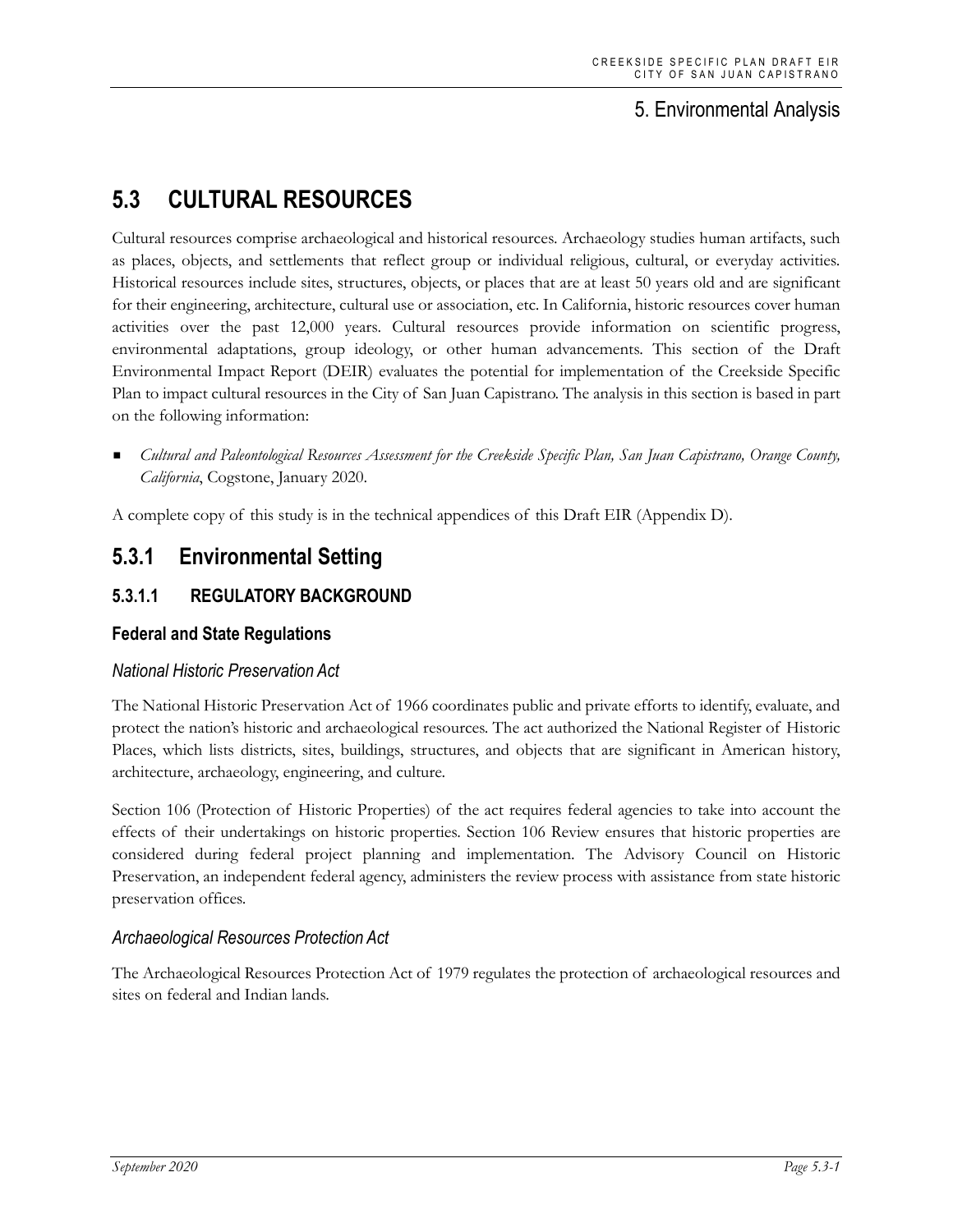# 5. Environmental Analysis

## 5.3 CULTURAL RESOURCES

Cultural resources comprise archaeological and historical resources. Archaeology studies human artifacts, such as places, objects, and settlements that reflect group or individual religious, cultural, or everyday activities. Historical resources include sites, structures, objects, or places that are at least 50 years old and are significant for their engineering, architecture, cultural use or association, etc. In California, historic resources cover human activities over the past 12,000 years. Cultural resources provide information on scientific progress, environmental adaptations, group ideology, or other human advancements. This section of the Draft Environmental Impact Report (DEIR) evaluates the potential for implementation of the Creekside Specific Plan to impact cultural resources in the City of San Juan Capistrano. The analysis in this section is based in part on the following information:

- *Cultural and Paleontological Resources Assessment for the Creekside Specific Plan, San Juan Capistrano, Orange County, California*, Cogstone, January 2020.

A complete copy of this study is in the technical appendices of this Draft EIR (Appendix D).

## 5.3.1 Environmental Setting

### 5.3.1.1 REGULATORY BACKGROUND

#### Federal and State Regulations

##### *National Historic Preservation Act*

The National Historic Preservation Act of 1966 coordinates public and private efforts to identify, evaluate, and protect the nation's historic and archaeological resources. The act authorized the National Register of Historic Places, which lists districts, sites, buildings, structures, and objects that are significant in American history, architecture, archaeology, engineering, and culture.

Section 106 (Protection of Historic Properties) of the act requires federal agencies to take into account the effects of their undertakings on historic properties. Section 106 Review ensures that historic properties are considered during federal project planning and implementation. The Advisory Council on Historic Preservation, an independent federal agency, administers the review process with assistance from state historic preservation offices.

##### *Archaeological Resources Protection Act*

The Archaeological Resources Protection Act of 1979 regulates the protection of archaeological resources and sites on federal and Indian lands.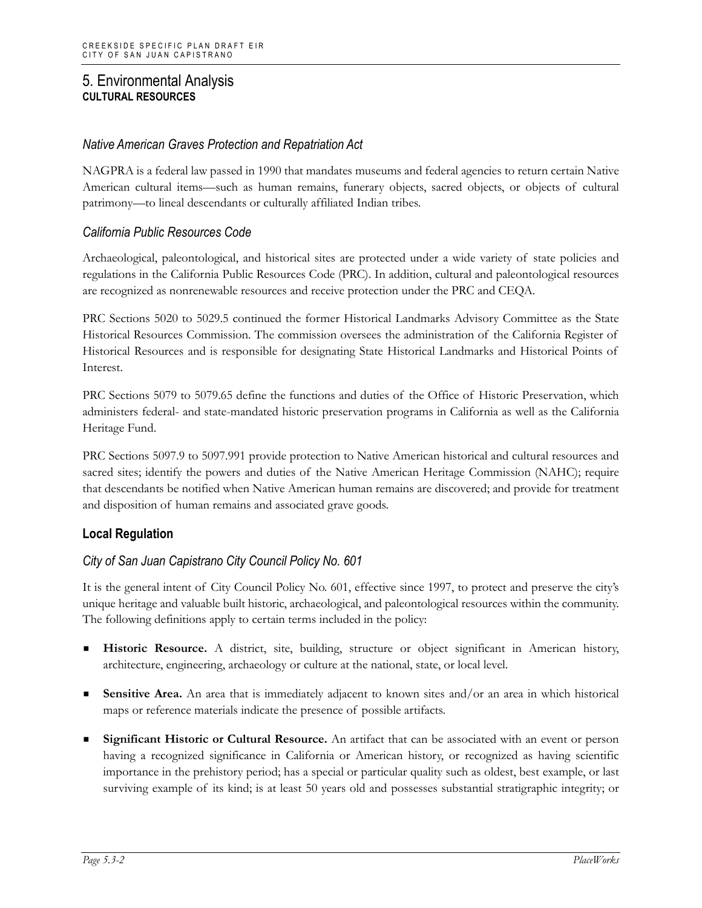### *Native American Graves Protection and Repatriation Act*

NAGPRA is a federal law passed in 1990 that mandates museums and federal agencies to return certain Native American cultural items—such as human remains, funerary objects, sacred objects, or objects of cultural patrimony—to lineal descendants or culturally affiliated Indian tribes.

### *California Public Resources Code*

Archaeological, paleontological, and historical sites are protected under a wide variety of state policies and regulations in the California Public Resources Code (PRC). In addition, cultural and paleontological resources are recognized as nonrenewable resources and receive protection under the PRC and CEQA.

PRC Sections 5020 to 5029.5 continued the former Historical Landmarks Advisory Committee as the State Historical Resources Commission. The commission oversees the administration of the California Register of Historical Resources and is responsible for designating State Historical Landmarks and Historical Points of Interest.

PRC Sections 5079 to 5079.65 define the functions and duties of the Office of Historic Preservation, which administers federal- and state-mandated historic preservation programs in California as well as the California Heritage Fund.

PRC Sections 5097.9 to 5097.991 provide protection to Native American historical and cultural resources and sacred sites; identify the powers and duties of the Native American Heritage Commission (NAHC); require that descendants be notified when Native American human remains are discovered; and provide for treatment and disposition of human remains and associated grave goods.

## Local Regulation

### *City of San Juan Capistrano City Council Policy No. 601*

It is the general intent of City Council Policy No. 601, effective since 1997, to protect and preserve the city's unique heritage and valuable built historic, archaeological, and paleontological resources within the community. The following definitions apply to certain terms included in the policy:

- **Historic Resource.** A district, site, building, structure or object significant in American history, architecture, engineering, archaeology or culture at the national, state, or local level.
- **Sensitive Area.** An area that is immediately adjacent to known sites and/or an area in which historical maps or reference materials indicate the presence of possible artifacts.
- **Significant Historic or Cultural Resource.** An artifact that can be associated with an event or person having a recognized significance in California or American history, or recognized as having scientific importance in the prehistory period; has a special or particular quality such as oldest, best example, or last surviving example of its kind; is at least 50 years old and possesses substantial stratigraphic integrity; or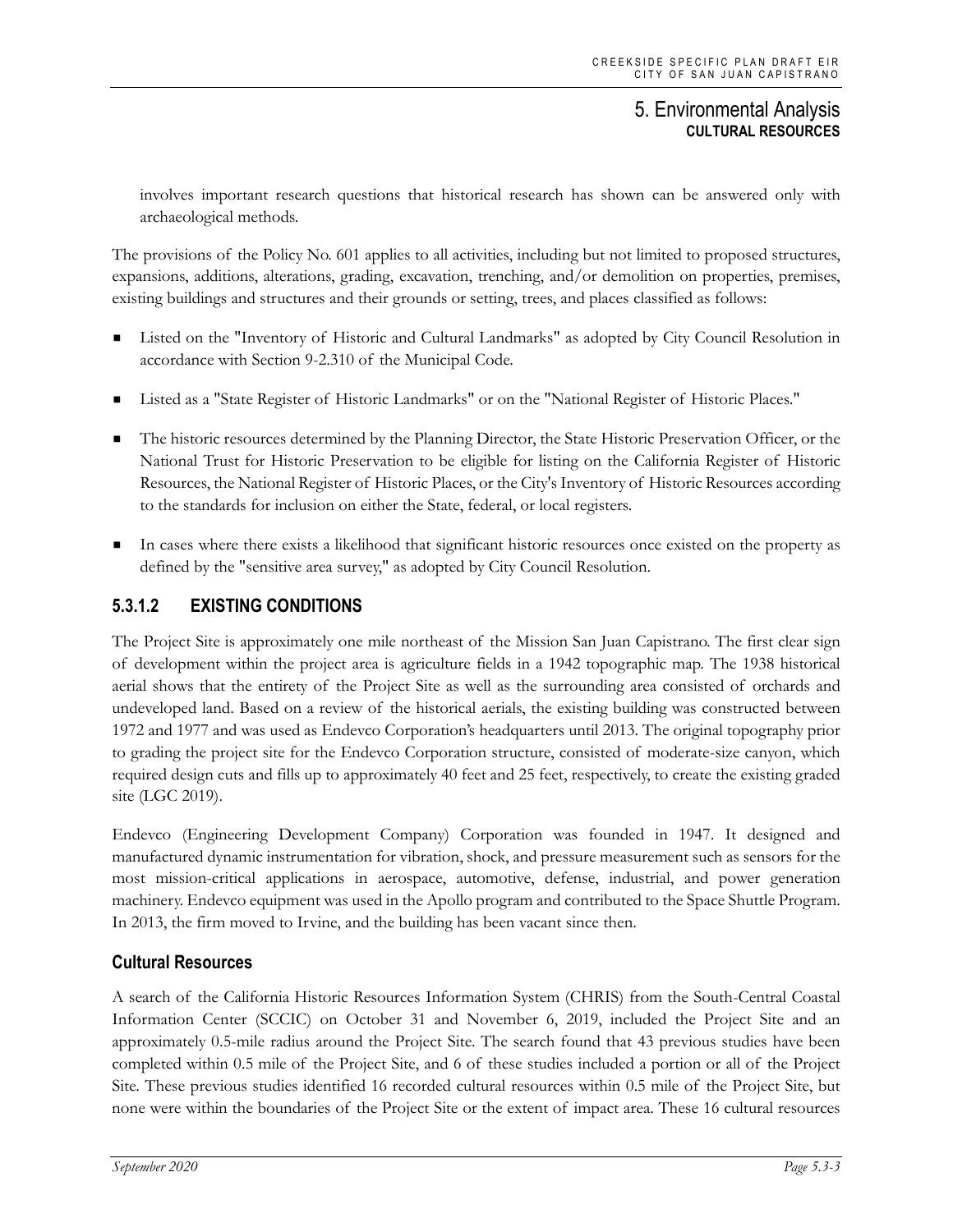involves important research questions that historical research has shown can be answered only with archaeological methods.

The provisions of the Policy No. 601 applies to all activities, including but not limited to proposed structures, expansions, additions, alterations, grading, excavation, trenching, and/or demolition on properties, premises, existing buildings and structures and their grounds or setting, trees, and places classified as follows:

- Listed on the "Inventory of Historic and Cultural Landmarks" as adopted by City Council Resolution in accordance with Section 9-2.310 of the Municipal Code.
- Listed as a "State Register of Historic Landmarks" or on the "National Register of Historic Places."
- The historic resources determined by the Planning Director, the State Historic Preservation Officer, or the National Trust for Historic Preservation to be eligible for listing on the California Register of Historic Resources, the National Register of Historic Places, or the City's Inventory of Historic Resources according to the standards for inclusion on either the State, federal, or local registers.
- In cases where there exists a likelihood that significant historic resources once existed on the property as defined by the "sensitive area survey," as adopted by City Council Resolution.

### 5.3.1.2 EXISTING CONDITIONS

The Project Site is approximately one mile northeast of the Mission San Juan Capistrano. The first clear sign of development within the project area is agriculture fields in a 1942 topographic map. The 1938 historical aerial shows that the entirety of the Project Site as well as the surrounding area consisted of orchards and undeveloped land. Based on a review of the historical aerials, the existing building was constructed between 1972 and 1977 and was used as Endevco Corporation's headquarters until 2013. The original topography prior to grading the project site for the Endevco Corporation structure, consisted of moderate-size canyon, which required design cuts and fills up to approximately 40 feet and 25 feet, respectively, to create the existing graded site (LGC 2019).

Endevco (Engineering Development Company) Corporation was founded in 1947. It designed and manufactured dynamic instrumentation for vibration, shock, and pressure measurement such as sensors for the most mission-critical applications in aerospace, automotive, defense, industrial, and power generation machinery. Endevco equipment was used in the Apollo program and contributed to the Space Shuttle Program. In 2013, the firm moved to Irvine, and the building has been vacant since then.

#### Cultural Resources

A search of the California Historic Resources Information System (CHRIS) from the South-Central Coastal Information Center (SCCIC) on October 31 and November 6, 2019, included the Project Site and an approximately 0.5-mile radius around the Project Site. The search found that 43 previous studies have been completed within 0.5 mile of the Project Site, and 6 of these studies included a portion or all of the Project Site. These previous studies identified 16 recorded cultural resources within 0.5 mile of the Project Site, but none were within the boundaries of the Project Site or the extent of impact area. These 16 cultural resources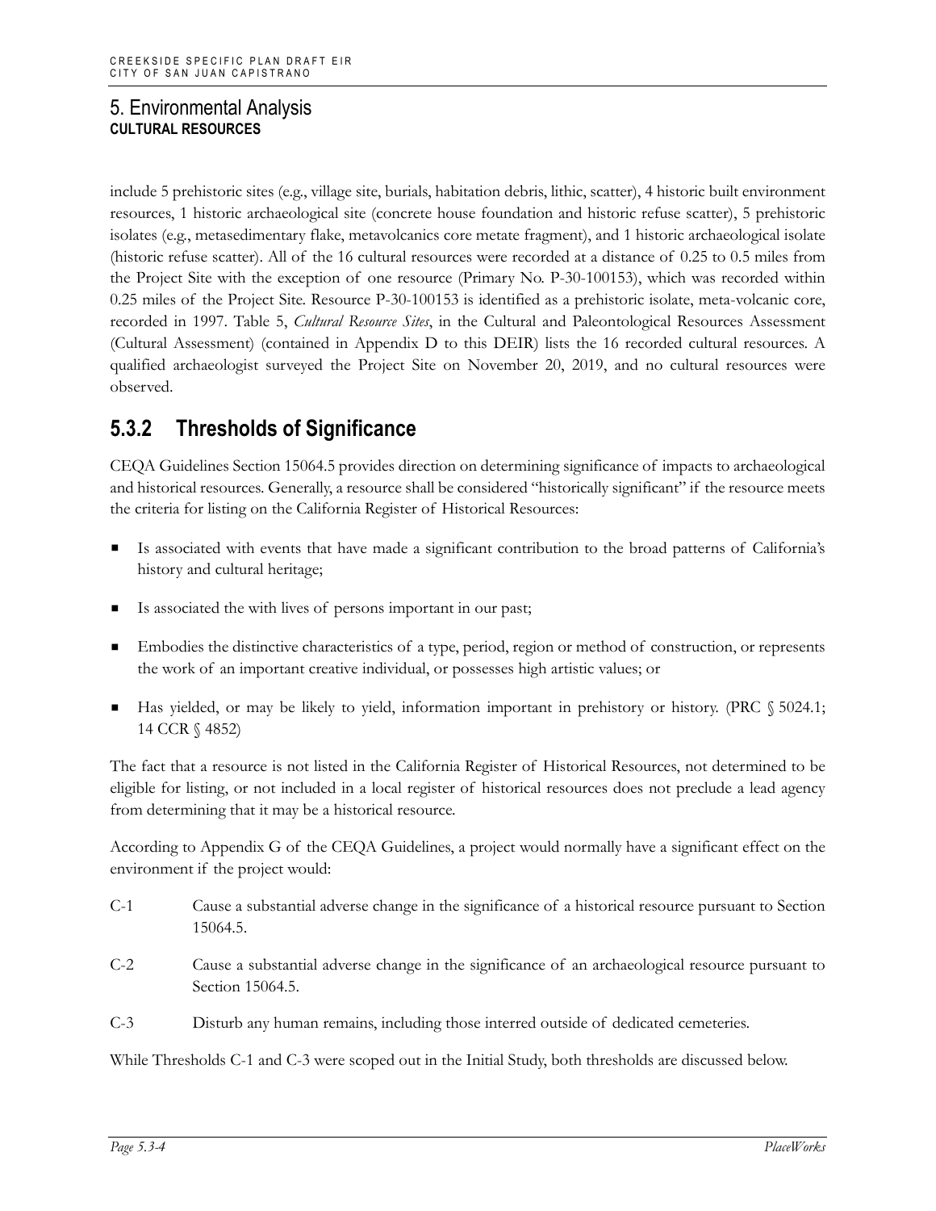include 5 prehistoric sites (e.g., village site, burials, habitation debris, lithic, scatter), 4 historic built environment resources, 1 historic archaeological site (concrete house foundation and historic refuse scatter), 5 prehistoric isolates (e.g., metasedimentary flake, metavolcanics core metate fragment), and 1 historic archaeological isolate (historic refuse scatter). All of the 16 cultural resources were recorded at a distance of 0.25 to 0.5 miles from the Project Site with the exception of one resource (Primary No. P-30-100153), which was recorded within 0.25 miles of the Project Site. Resource P-30-100153 is identified as a prehistoric isolate, meta-volcanic core, recorded in 1997. Table 5, *Cultural Resource Sites*, in the Cultural and Paleontological Resources Assessment (Cultural Assessment) (contained in Appendix D to this DEIR) lists the 16 recorded cultural resources. A qualified archaeologist surveyed the Project Site on November 20, 2019, and no cultural resources were observed.

## 5.3.2 Thresholds of Significance

CEQA Guidelines Section 15064.5 provides direction on determining significance of impacts to archaeological and historical resources. Generally, a resource shall be considered "historically significant" if the resource meets the criteria for listing on the California Register of Historical Resources:

- Is associated with events that have made a significant contribution to the broad patterns of California's history and cultural heritage;
- Is associated the with lives of persons important in our past;
- Embodies the distinctive characteristics of a type, period, region or method of construction, or represents the work of an important creative individual, or possesses high artistic values; or
- Has yielded, or may be likely to yield, information important in prehistory or history. (PRC § 5024.1; 14 CCR § 4852)

The fact that a resource is not listed in the California Register of Historical Resources, not determined to be eligible for listing, or not included in a local register of historical resources does not preclude a lead agency from determining that it may be a historical resource.

According to Appendix G of the CEQA Guidelines, a project would normally have a significant effect on the environment if the project would:

C-1 Cause a substantial adverse change in the significance of a historical resource pursuant to Section 15064.5.

C-2 Cause a substantial adverse change in the significance of an archaeological resource pursuant to Section 15064.5.

C-3 Disturb any human remains, including those interred outside of dedicated cemeteries.

While Thresholds C-1 and C-3 were scoped out in the Initial Study, both thresholds are discussed below.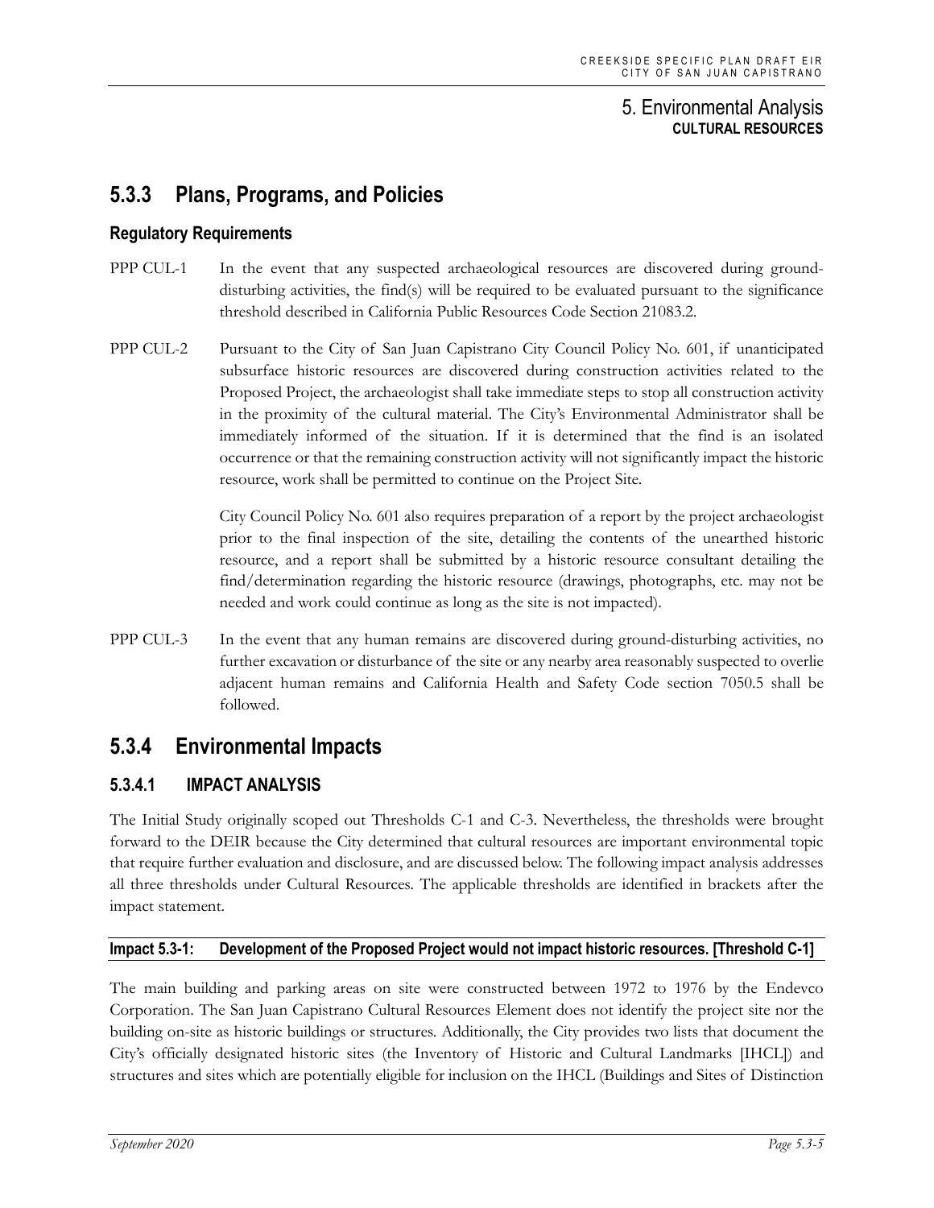## 5.3.3 Plans, Programs, and Policies

### Regulatory Requirements

PPP CUL-1 In the event that any suspected archaeological resources are discovered during ground-disturbing activities, the find(s) will be required to be evaluated pursuant to the significance threshold described in California Public Resources Code Section 21083.2.

PPP CUL-2 Pursuant to the City of San Juan Capistrano City Council Policy No. 601, if unanticipated subsurface historic resources are discovered during construction activities related to the Proposed Project, the archaeologist shall take immediate steps to stop all construction activity in the proximity of the cultural material. The City's Environmental Administrator shall be immediately informed of the situation. If it is determined that the find is an isolated occurrence or that the remaining construction activity will not significantly impact the historic resource, work shall be permitted to continue on the Project Site.

City Council Policy No. 601 also requires preparation of a report by the project archaeologist prior to the final inspection of the site, detailing the contents of the unearthed historic resource, and a report shall be submitted by a historic resource consultant detailing the find/determination regarding the historic resource (drawings, photographs, etc. may not be needed and work could continue as long as the site is not impacted).

PPP CUL-3 In the event that any human remains are discovered during ground-disturbing activities, no further excavation or disturbance of the site or any nearby area reasonably suspected to overlie adjacent human remains and California Health and Safety Code section 7050.5 shall be followed.

## 5.3.4 Environmental Impacts

### 5.3.4.1 IMPACT ANALYSIS

The Initial Study originally scoped out Thresholds C-1 and C-3. Nevertheless, the thresholds were brought forward to the DEIR because the City determined that cultural resources are important environmental topic that require further evaluation and disclosure, and are discussed below. The following impact analysis addresses all three thresholds under Cultural Resources. The applicable thresholds are identified in brackets after the impact statement.

**Impact 5.3-1: Development of the Proposed Project would not impact historic resources. [Threshold C-1]**

The main building and parking areas on site were constructed between 1972 to 1976 by the Endevco Corporation. The San Juan Capistrano Cultural Resources Element does not identify the project site nor the building on-site as historic buildings or structures. Additionally, the City provides two lists that document the City's officially designated historic sites (the Inventory of Historic and Cultural Landmarks [IHCL]) and structures and sites which are potentially eligible for inclusion on the IHCL (Buildings and Sites of Distinction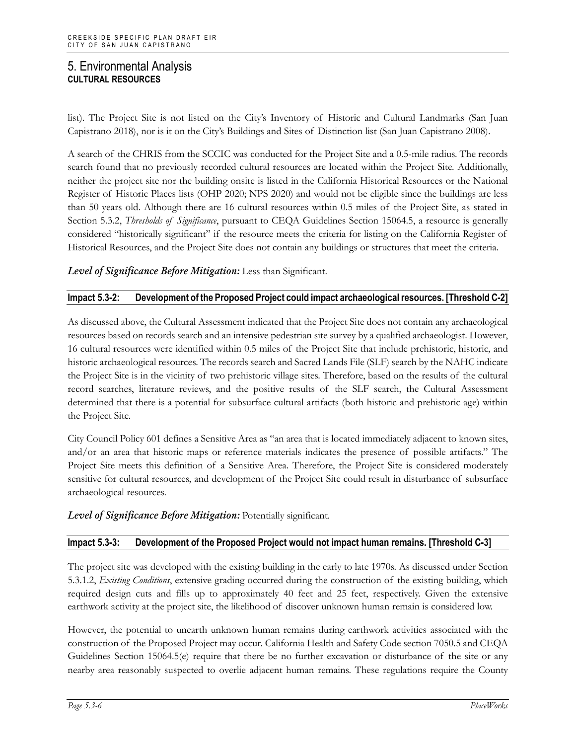list). The Project Site is not listed on the City's Inventory of Historic and Cultural Landmarks (San Juan Capistrano 2018), nor is it on the City's Buildings and Sites of Distinction list (San Juan Capistrano 2008).

A search of the CHRIS from the SCCIC was conducted for the Project Site and a 0.5-mile radius. The records search found that no previously recorded cultural resources are located within the Project Site. Additionally, neither the project site nor the building onsite is listed in the California Historical Resources or the National Register of Historic Places lists (OHP 2020; NPS 2020) and would not be eligible since the buildings are less than 50 years old. Although there are 16 cultural resources within 0.5 miles of the Project Site, as stated in Section 5.3.2, *Thresholds of Significance*, pursuant to CEQA Guidelines Section 15064.5, a resource is generally considered "historically significant" if the resource meets the criteria for listing on the California Register of Historical Resources, and the Project Site does not contain any buildings or structures that meet the criteria.

***Level of Significance Before Mitigation:*** Less than Significant.

**Impact 5.3-2: Development of the Proposed Project could impact archaeological resources. [Threshold C-2]**

As discussed above, the Cultural Assessment indicated that the Project Site does not contain any archaeological resources based on records search and an intensive pedestrian site survey by a qualified archaeologist. However, 16 cultural resources were identified within 0.5 miles of the Project Site that include prehistoric, historic, and historic archaeological resources. The records search and Sacred Lands File (SLF) search by the NAHC indicate the Project Site is in the vicinity of two prehistoric village sites. Therefore, based on the results of the cultural record searches, literature reviews, and the positive results of the SLF search, the Cultural Assessment determined that there is a potential for subsurface cultural artifacts (both historic and prehistoric age) within the Project Site.

City Council Policy 601 defines a Sensitive Area as "an area that is located immediately adjacent to known sites, and/or an area that historic maps or reference materials indicates the presence of possible artifacts." The Project Site meets this definition of a Sensitive Area. Therefore, the Project Site is considered moderately sensitive for cultural resources, and development of the Project Site could result in disturbance of subsurface archaeological resources.

***Level of Significance Before Mitigation:*** Potentially significant.

**Impact 5.3-3: Development of the Proposed Project would not impact human remains. [Threshold C-3]**

The project site was developed with the existing building in the early to late 1970s. As discussed under Section 5.3.1.2, *Existing Conditions*, extensive grading occurred during the construction of the existing building, which required design cuts and fills up to approximately 40 feet and 25 feet, respectively. Given the extensive earthwork activity at the project site, the likelihood of discover unknown human remain is considered low.

However, the potential to unearth unknown human remains during earthwork activities associated with the construction of the Proposed Project may occur. California Health and Safety Code section 7050.5 and CEQA Guidelines Section 15064.5(e) require that there be no further excavation or disturbance of the site or any nearby area reasonably suspected to overlie adjacent human remains. These regulations require the County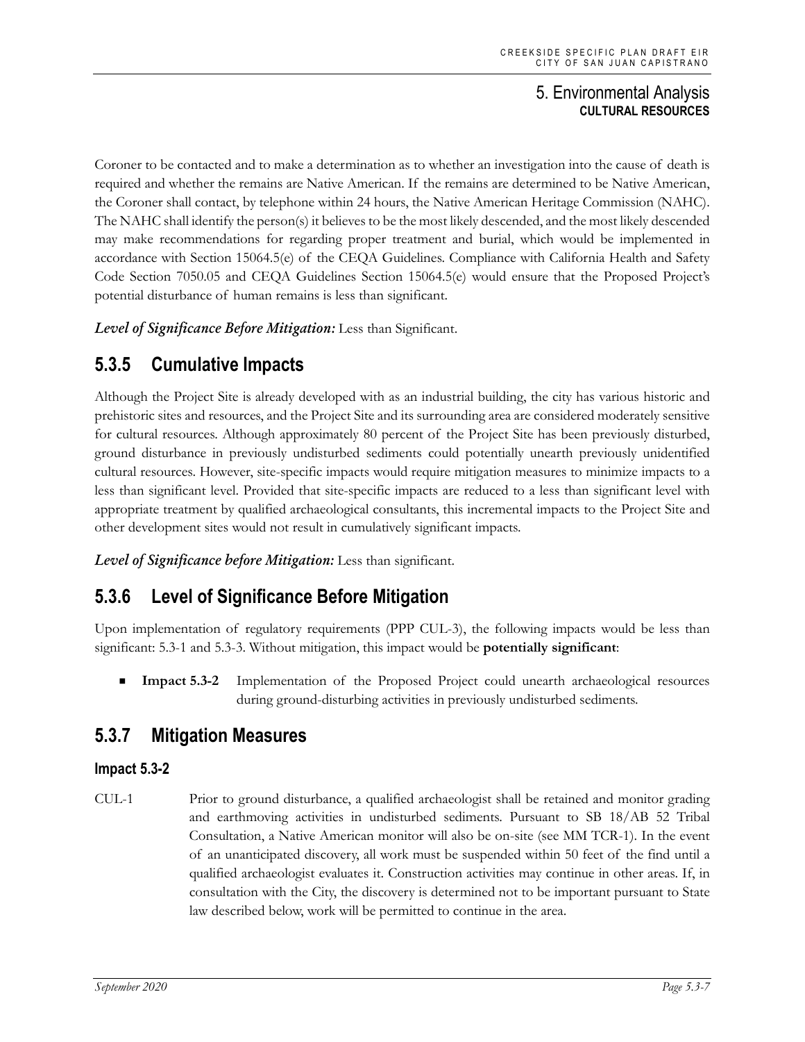Coroner to be contacted and to make a determination as to whether an investigation into the cause of death is required and whether the remains are Native American. If the remains are determined to be Native American, the Coroner shall contact, by telephone within 24 hours, the Native American Heritage Commission (NAHC). The NAHC shall identify the person(s) it believes to be the most likely descended, and the most likely descended may make recommendations for regarding proper treatment and burial, which would be implemented in accordance with Section 15064.5(e) of the CEQA Guidelines. Compliance with California Health and Safety Code Section 7050.05 and CEQA Guidelines Section 15064.5(e) would ensure that the Proposed Project's potential disturbance of human remains is less than significant.

***Level of Significance Before Mitigation:*** Less than Significant.

## 5.3.5 Cumulative Impacts

Although the Project Site is already developed with as an industrial building, the city has various historic and prehistoric sites and resources, and the Project Site and its surrounding area are considered moderately sensitive for cultural resources. Although approximately 80 percent of the Project Site has been previously disturbed, ground disturbance in previously undisturbed sediments could potentially unearth previously unidentified cultural resources. However, site-specific impacts would require mitigation measures to minimize impacts to a less than significant level. Provided that site-specific impacts are reduced to a less than significant level with appropriate treatment by qualified archaeological consultants, this incremental impacts to the Project Site and other development sites would not result in cumulatively significant impacts.

***Level of Significance before Mitigation:*** Less than significant.

## 5.3.6 Level of Significance Before Mitigation

Upon implementation of regulatory requirements (PPP CUL-3), the following impacts would be less than significant: 5.3-1 and 5.3-3. Without mitigation, this impact would be **potentially significant**:

- **Impact 5.3-2** Implementation of the Proposed Project could unearth archaeological resources during ground-disturbing activities in previously undisturbed sediments.

## 5.3.7 Mitigation Measures

### Impact 5.3-2

CUL-1 Prior to ground disturbance, a qualified archaeologist shall be retained and monitor grading and earthmoving activities in undisturbed sediments. Pursuant to SB 18/AB 52 Tribal Consultation, a Native American monitor will also be on-site (see MM TCR-1). In the event of an unanticipated discovery, all work must be suspended within 50 feet of the find until a qualified archaeologist evaluates it. Construction activities may continue in other areas. If, in consultation with the City, the discovery is determined not to be important pursuant to State law described below, work will be permitted to continue in the area.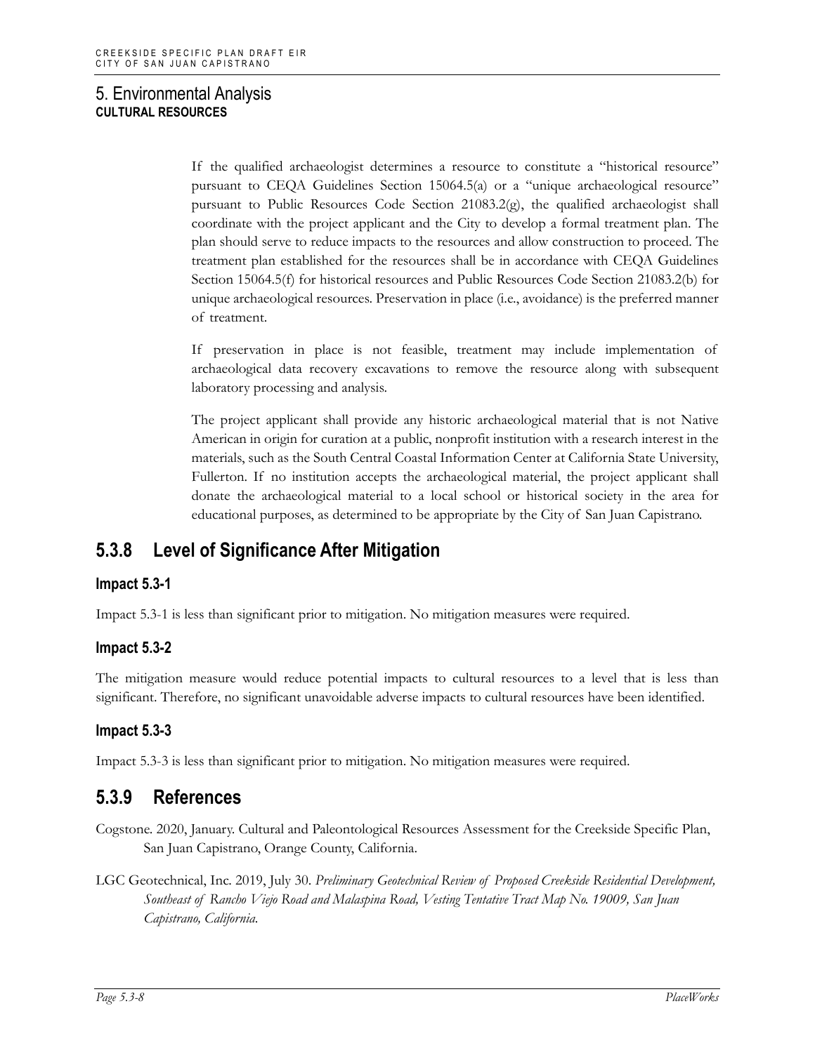If the qualified archaeologist determines a resource to constitute a "historical resource" pursuant to CEQA Guidelines Section 15064.5(a) or a "unique archaeological resource" pursuant to Public Resources Code Section 21083.2(g), the qualified archaeologist shall coordinate with the project applicant and the City to develop a formal treatment plan. The plan should serve to reduce impacts to the resources and allow construction to proceed. The treatment plan established for the resources shall be in accordance with CEQA Guidelines Section 15064.5(f) for historical resources and Public Resources Code Section 21083.2(b) for unique archaeological resources. Preservation in place (i.e., avoidance) is the preferred manner of treatment.

If preservation in place is not feasible, treatment may include implementation of archaeological data recovery excavations to remove the resource along with subsequent laboratory processing and analysis.

The project applicant shall provide any historic archaeological material that is not Native American in origin for curation at a public, nonprofit institution with a research interest in the materials, such as the South Central Coastal Information Center at California State University, Fullerton. If no institution accepts the archaeological material, the project applicant shall donate the archaeological material to a local school or historical society in the area for educational purposes, as determined to be appropriate by the City of San Juan Capistrano.

## 5.3.8 Level of Significance After Mitigation

### Impact 5.3-1

Impact 5.3-1 is less than significant prior to mitigation. No mitigation measures were required.

### Impact 5.3-2

The mitigation measure would reduce potential impacts to cultural resources to a level that is less than significant. Therefore, no significant unavoidable adverse impacts to cultural resources have been identified.

### Impact 5.3-3

Impact 5.3-3 is less than significant prior to mitigation. No mitigation measures were required.

## 5.3.9 References

Cogstone. 2020, January. Cultural and Paleontological Resources Assessment for the Creekside Specific Plan, San Juan Capistrano, Orange County, California.

LGC Geotechnical, Inc. 2019, July 30. *Preliminary Geotechnical Review of Proposed Creekside Residential Development, Southeast of Rancho Viejo Road and Malaspina Road, Vesting Tentative Tract Map No. 19009, San Juan Capistrano, California.*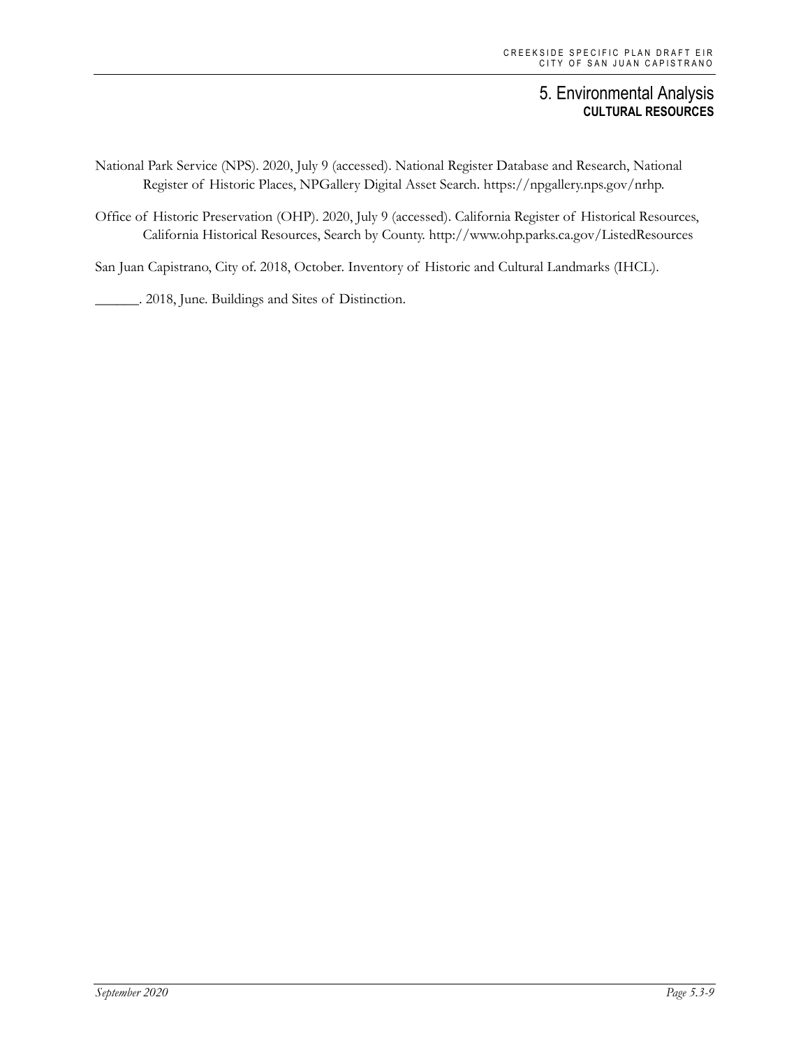National Park Service (NPS). 2020, July 9 (accessed). National Register Database and Research, National Register of Historic Places, NPGallery Digital Asset Search. https://npgallery.nps.gov/nrhp.

Office of Historic Preservation (OHP). 2020, July 9 (accessed). California Register of Historical Resources, California Historical Resources, Search by County. http://www.ohp.parks.ca.gov/ListedResources

San Juan Capistrano, City of. 2018, October. Inventory of Historic and Cultural Landmarks (IHCL).

______. 2018, June. Buildings and Sites of Distinction.